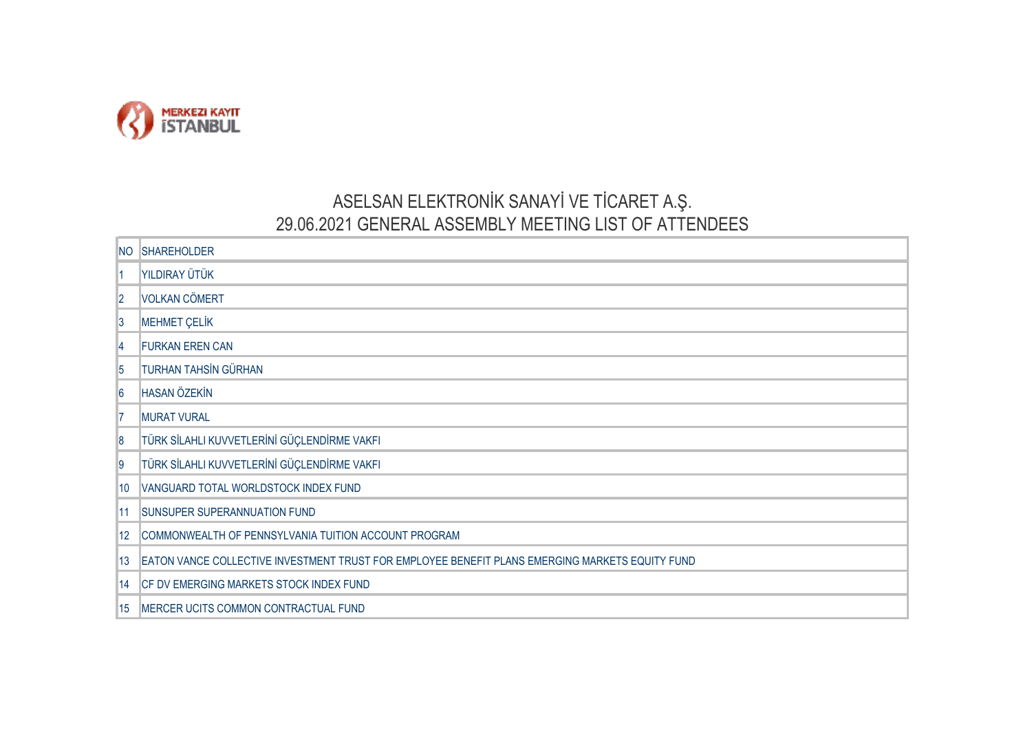MERKEZI KAYIT
İSTANBUL

# ASELSAN ELEKTRONİK SANAYİ VE TİCARET A.Ş.
## 29.06.2021 GENERAL ASSEMBLY MEETING LIST OF ATTENDEES

| NO | SHAREHOLDER |
| --- | --- |
| 1 | YILDIRAY ÜTÜK |
| 2 | VOLKAN CÖMERT |
| 3 | MEHMET ÇELİK |
| 4 | FURKAN EREN CAN |
| 5 | TURHAN TAHSİN GÜRHAN |
| 6 | HASAN ÖZEKİN |
| 7 | MURAT VURAL |
| 8 | TÜRK SİLAHLI KUVVETLERİNİ GÜÇLENDİRME VAKFI |
| 9 | TÜRK SİLAHLI KUVVETLERİNİ GÜÇLENDİRME VAKFI |
| 10 | VANGUARD TOTAL WORLDSTOCK INDEX FUND |
| 11 | SUNSUPER SUPERANNUATION FUND |
| 12 | COMMONWEALTH OF PENNSYLVANIA TUITION ACCOUNT PROGRAM |
| 13 | EATON VANCE COLLECTIVE INVESTMENT TRUST FOR EMPLOYEE BENEFIT PLANS EMERGING MARKETS EQUITY FUND |
| 14 | CF DV EMERGING MARKETS STOCK INDEX FUND |
| 15 | MERCER UCITS COMMON CONTRACTUAL FUND |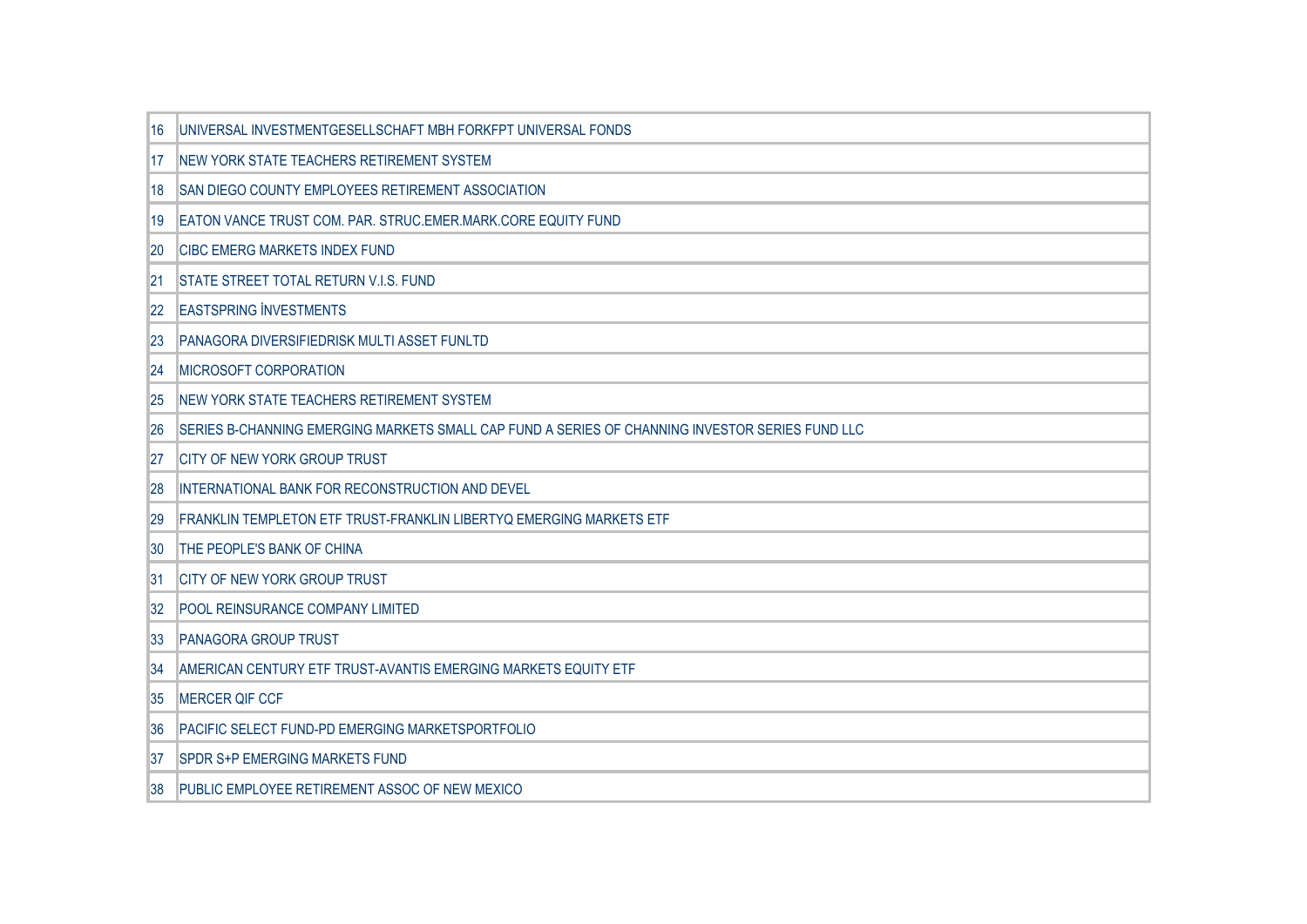| | |
|---|---|
| 16 | UNIVERSAL INVESTMENTGESELLSCHAFT MBH FORKFPT UNIVERSAL FONDS |
| 17 | NEW YORK STATE TEACHERS RETIREMENT SYSTEM |
| 18 | SAN DIEGO COUNTY EMPLOYEES RETIREMENT ASSOCIATION |
| 19 | EATON VANCE TRUST COM. PAR. STRUC.EMER.MARK.CORE EQUITY FUND |
| 20 | CIBC EMERG MARKETS INDEX FUND |
| 21 | STATE STREET TOTAL RETURN V.I.S. FUND |
| 22 | EASTSPRING İNVESTMENTS |
| 23 | PANAGORA DIVERSIFIEDRISK MULTI ASSET FUNLTD |
| 24 | MICROSOFT CORPORATION |
| 25 | NEW YORK STATE TEACHERS RETIREMENT SYSTEM |
| 26 | SERIES B-CHANNING EMERGING MARKETS SMALL CAP FUND A SERIES OF CHANNING INVESTOR SERIES FUND LLC |
| 27 | CITY OF NEW YORK GROUP TRUST |
| 28 | INTERNATIONAL BANK FOR RECONSTRUCTION AND DEVEL |
| 29 | FRANKLIN TEMPLETON ETF TRUST-FRANKLIN LIBERTYQ EMERGING MARKETS ETF |
| 30 | THE PEOPLE'S BANK OF CHINA |
| 31 | CITY OF NEW YORK GROUP TRUST |
| 32 | POOL REINSURANCE COMPANY LIMITED |
| 33 | PANAGORA GROUP TRUST |
| 34 | AMERICAN CENTURY ETF TRUST-AVANTIS EMERGING MARKETS EQUITY ETF |
| 35 | MERCER QIF CCF |
| 36 | PACIFIC SELECT FUND-PD EMERGING MARKETSPORTFOLIO |
| 37 | SPDR S+P EMERGING MARKETS FUND |
| 38 | PUBLIC EMPLOYEE RETIREMENT ASSOC OF NEW MEXICO |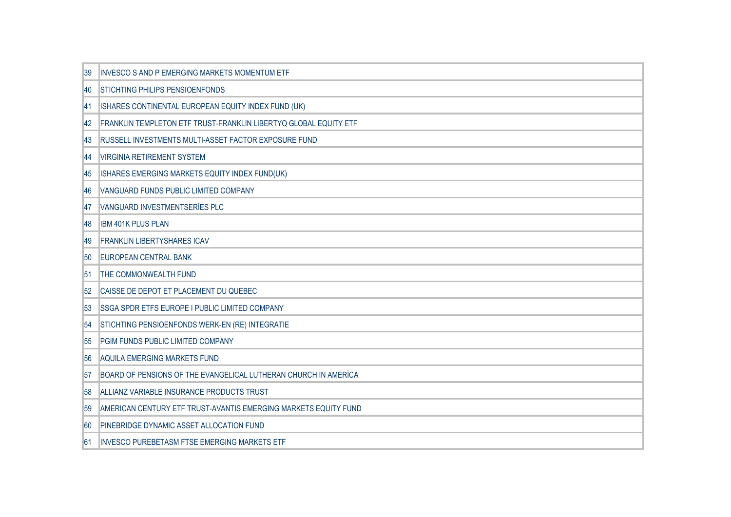| 39 | INVESCO S AND P EMERGING MARKETS MOMENTUM ETF |
|---|---|
| 40 | STICHTING PHILIPS PENSIOENFONDS |
| 41 | ISHARES CONTINENTAL EUROPEAN EQUITY INDEX FUND (UK) |
| 42 | FRANKLIN TEMPLETON ETF TRUST-FRANKLIN LIBERTYQ GLOBAL EQUITY ETF |
| 43 | RUSSELL INVESTMENTS MULTI-ASSET FACTOR EXPOSURE FUND |
| 44 | VIRGINIA RETIREMENT SYSTEM |
| 45 | ISHARES EMERGING MARKETS EQUITY INDEX FUND(UK) |
| 46 | VANGUARD FUNDS PUBLIC LIMITED COMPANY |
| 47 | VANGUARD INVESTMENTSERİES PLC |
| 48 | IBM 401K PLUS PLAN |
| 49 | FRANKLIN LIBERTYSHARES ICAV |
| 50 | EUROPEAN CENTRAL BANK |
| 51 | THE COMMONWEALTH FUND |
| 52 | CAISSE DE DEPOT ET PLACEMENT DU QUEBEC |
| 53 | SSGA SPDR ETFS EUROPE I PUBLIC LIMITED COMPANY |
| 54 | STICHTING PENSIOENFONDS WERK-EN (RE) INTEGRATIE |
| 55 | PGIM FUNDS PUBLIC LIMITED COMPANY |
| 56 | AQUILA EMERGING MARKETS FUND |
| 57 | BOARD OF PENSIONS OF THE EVANGELICAL LUTHERAN CHURCH IN AMERİCA |
| 58 | ALLIANZ VARIABLE INSURANCE PRODUCTS TRUST |
| 59 | AMERICAN CENTURY ETF TRUST-AVANTIS EMERGING MARKETS EQUITY FUND |
| 60 | PINEBRIDGE DYNAMIC ASSET ALLOCATION FUND |
| 61 | INVESCO PUREBETASM FTSE EMERGING MARKETS ETF |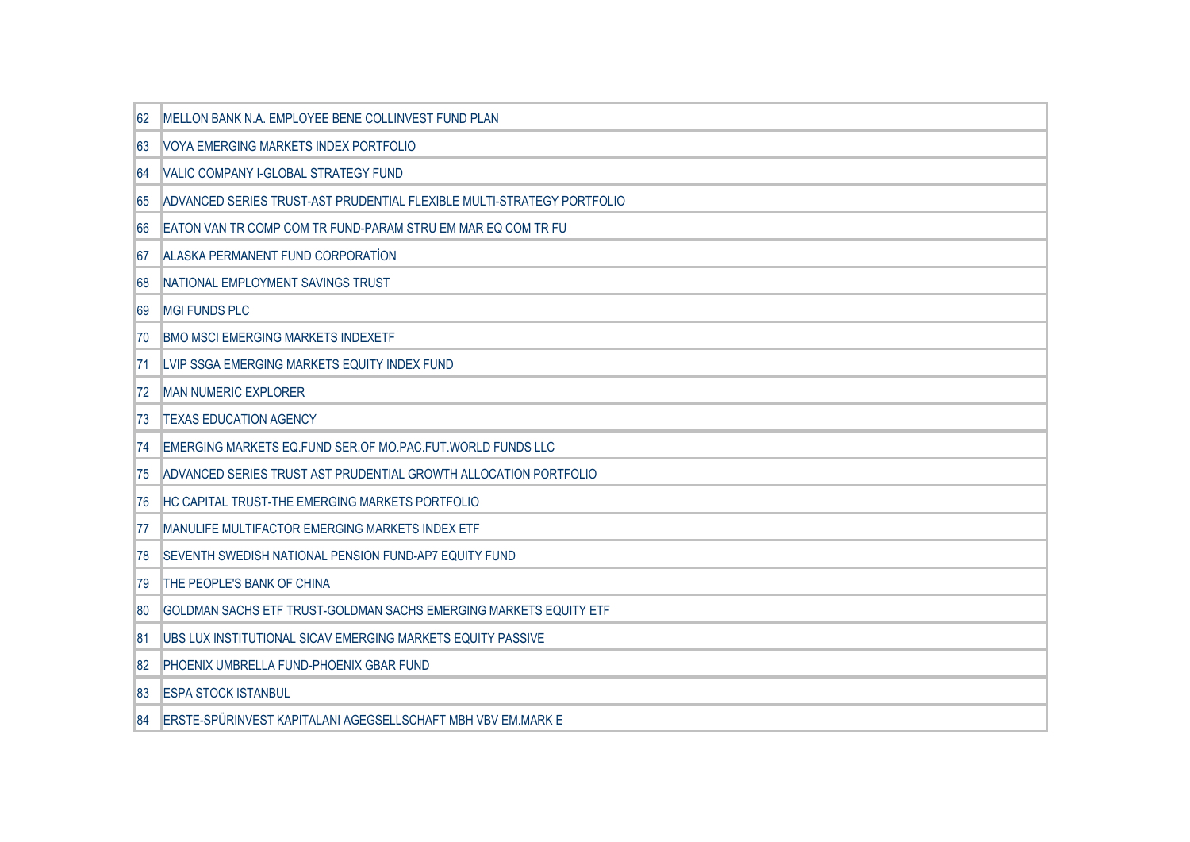| | |
|---|---|
| 62 | MELLON BANK N.A. EMPLOYEE BENE COLLINVEST FUND PLAN |
| 63 | VOYA EMERGING MARKETS INDEX PORTFOLIO |
| 64 | VALIC COMPANY I-GLOBAL STRATEGY FUND |
| 65 | ADVANCED SERIES TRUST-AST PRUDENTIAL FLEXIBLE MULTI-STRATEGY PORTFOLIO |
| 66 | EATON VAN TR COMP COM TR FUND-PARAM STRU EM MAR EQ COM TR FU |
| 67 | ALASKA PERMANENT FUND CORPORATİON |
| 68 | NATIONAL EMPLOYMENT SAVINGS TRUST |
| 69 | MGI FUNDS PLC |
| 70 | BMO MSCI EMERGING MARKETS INDEXETF |
| 71 | LVIP SSGA EMERGING MARKETS EQUITY INDEX FUND |
| 72 | MAN NUMERIC EXPLORER |
| 73 | TEXAS EDUCATION AGENCY |
| 74 | EMERGING MARKETS EQ.FUND SER.OF MO.PAC.FUT.WORLD FUNDS LLC |
| 75 | ADVANCED SERIES TRUST AST PRUDENTIAL GROWTH ALLOCATION PORTFOLIO |
| 76 | HC CAPITAL TRUST-THE EMERGING MARKETS PORTFOLIO |
| 77 | MANULIFE MULTIFACTOR EMERGING MARKETS INDEX ETF |
| 78 | SEVENTH SWEDISH NATIONAL PENSION FUND-AP7 EQUITY FUND |
| 79 | THE PEOPLE'S BANK OF CHINA |
| 80 | GOLDMAN SACHS ETF TRUST-GOLDMAN SACHS EMERGING MARKETS EQUITY ETF |
| 81 | UBS LUX INSTITUTIONAL SICAV EMERGING MARKETS EQUITY PASSIVE |
| 82 | PHOENIX UMBRELLA FUND-PHOENIX GBAR FUND |
| 83 | ESPA STOCK ISTANBUL |
| 84 | ERSTE-SPÜRINVEST KAPITALANI AGEGSELLSCHAFT MBH VBV EM.MARK E |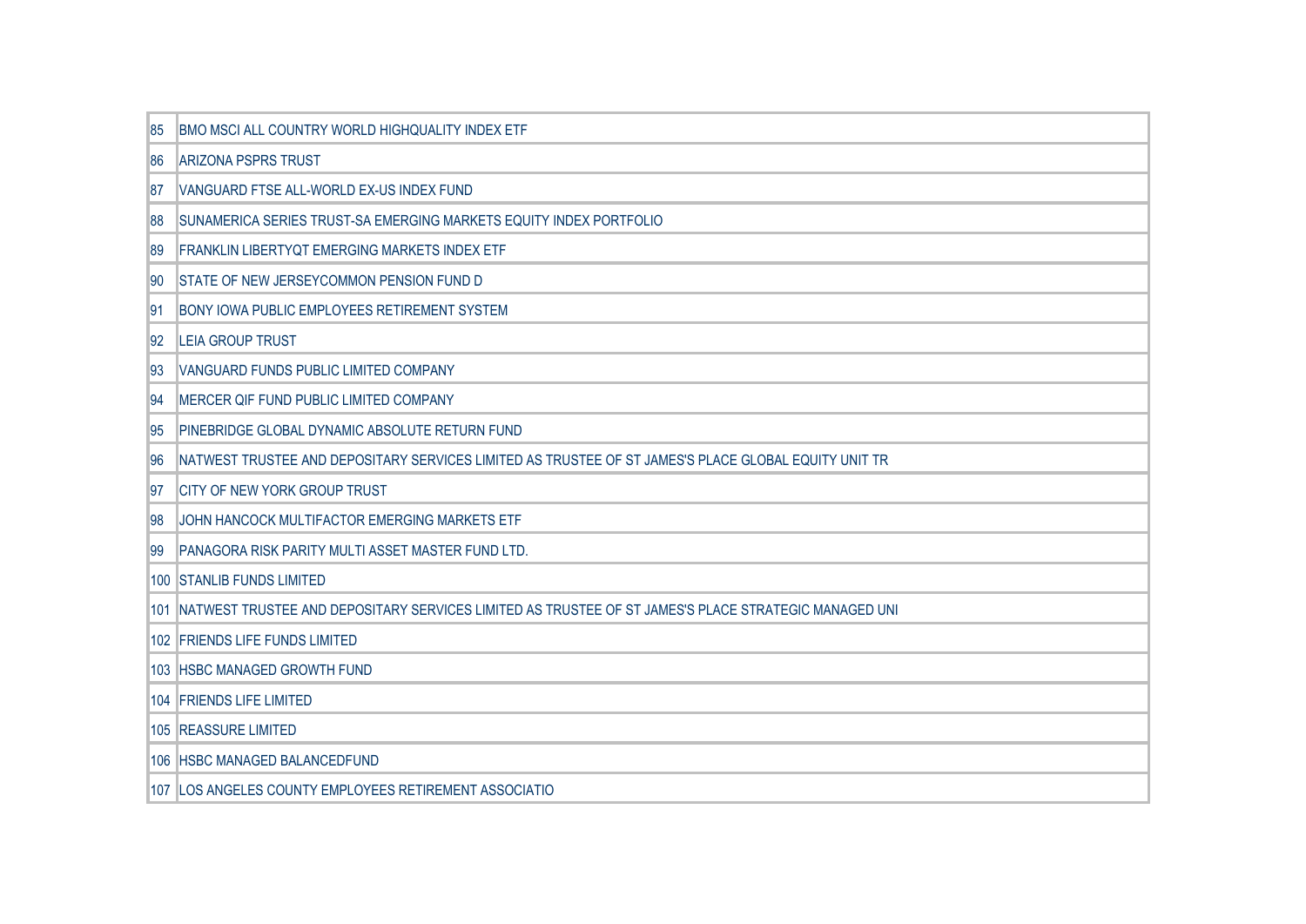| | |
|---|---|
| 85 | BMO MSCI ALL COUNTRY WORLD HIGHQUALITY INDEX ETF |
| 86 | ARIZONA PSPRS TRUST |
| 87 | VANGUARD FTSE ALL-WORLD EX-US INDEX FUND |
| 88 | SUNAMERICA SERIES TRUST-SA EMERGING MARKETS EQUITY INDEX PORTFOLIO |
| 89 | FRANKLIN LIBERTYQT EMERGING MARKETS INDEX ETF |
| 90 | STATE OF NEW JERSEYCOMMON PENSION FUND D |
| 91 | BONY IOWA PUBLIC EMPLOYEES RETIREMENT SYSTEM |
| 92 | LEIA GROUP TRUST |
| 93 | VANGUARD FUNDS PUBLIC LIMITED COMPANY |
| 94 | MERCER QIF FUND PUBLIC LIMITED COMPANY |
| 95 | PINEBRIDGE GLOBAL DYNAMIC ABSOLUTE RETURN FUND |
| 96 | NATWEST TRUSTEE AND DEPOSITARY SERVICES LIMITED AS TRUSTEE OF ST JAMES'S PLACE GLOBAL EQUITY UNIT TR |
| 97 | CITY OF NEW YORK GROUP TRUST |
| 98 | JOHN HANCOCK MULTIFACTOR EMERGING MARKETS ETF |
| 99 | PANAGORA RISK PARITY MULTI ASSET MASTER FUND LTD. |
| 100 | STANLIB FUNDS LIMITED |
| 101 | NATWEST TRUSTEE AND DEPOSITARY SERVICES LIMITED AS TRUSTEE OF ST JAMES'S PLACE STRATEGIC MANAGED UNI |
| 102 | FRIENDS LIFE FUNDS LIMITED |
| 103 | HSBC MANAGED GROWTH FUND |
| 104 | FRIENDS LIFE LIMITED |
| 105 | REASSURE LIMITED |
| 106 | HSBC MANAGED BALANCEDFUND |
| 107 | LOS ANGELES COUNTY EMPLOYEES RETIREMENT ASSOCIATIO |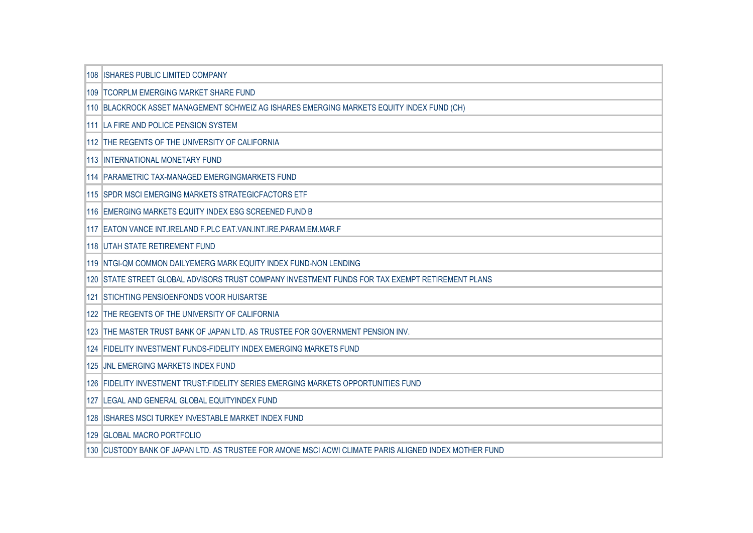| | |
|---|---|
| 108 | ISHARES PUBLIC LIMITED COMPANY |
| 109 | TCORPLM EMERGING MARKET SHARE FUND |
| 110 | BLACKROCK ASSET MANAGEMENT SCHWEIZ AG ISHARES EMERGING MARKETS EQUITY INDEX FUND (CH) |
| 111 | LA FIRE AND POLICE PENSION SYSTEM |
| 112 | THE REGENTS OF THE UNIVERSITY OF CALIFORNIA |
| 113 | INTERNATIONAL MONETARY FUND |
| 114 | PARAMETRIC TAX-MANAGED EMERGINGMARKETS FUND |
| 115 | SPDR MSCI EMERGING MARKETS STRATEGICFACTORS ETF |
| 116 | EMERGING MARKETS EQUITY INDEX ESG SCREENED FUND B |
| 117 | EATON VANCE INT.IRELAND F.PLC EAT.VAN.INT.IRE.PARAM.EM.MAR.F |
| 118 | UTAH STATE RETIREMENT FUND |
| 119 | NTGI-QM COMMON DAILYEMERG MARK EQUITY INDEX FUND-NON LENDING |
| 120 | STATE STREET GLOBAL ADVISORS TRUST COMPANY INVESTMENT FUNDS FOR TAX EXEMPT RETIREMENT PLANS |
| 121 | STICHTING PENSIOENFONDS VOOR HUISARTSE |
| 122 | THE REGENTS OF THE UNIVERSITY OF CALIFORNIA |
| 123 | THE MASTER TRUST BANK OF JAPAN LTD. AS TRUSTEE FOR GOVERNMENT PENSION INV. |
| 124 | FIDELITY INVESTMENT FUNDS-FIDELITY INDEX EMERGING MARKETS FUND |
| 125 | JNL EMERGING MARKETS INDEX FUND |
| 126 | FIDELITY INVESTMENT TRUST:FIDELITY SERIES EMERGING MARKETS OPPORTUNITIES FUND |
| 127 | LEGAL AND GENERAL GLOBAL EQUITYINDEX FUND |
| 128 | ISHARES MSCI TURKEY INVESTABLE MARKET INDEX FUND |
| 129 | GLOBAL MACRO PORTFOLIO |
| 130 | CUSTODY BANK OF JAPAN LTD. AS TRUSTEE FOR AMONE MSCI ACWI CLIMATE PARIS ALIGNED INDEX MOTHER FUND |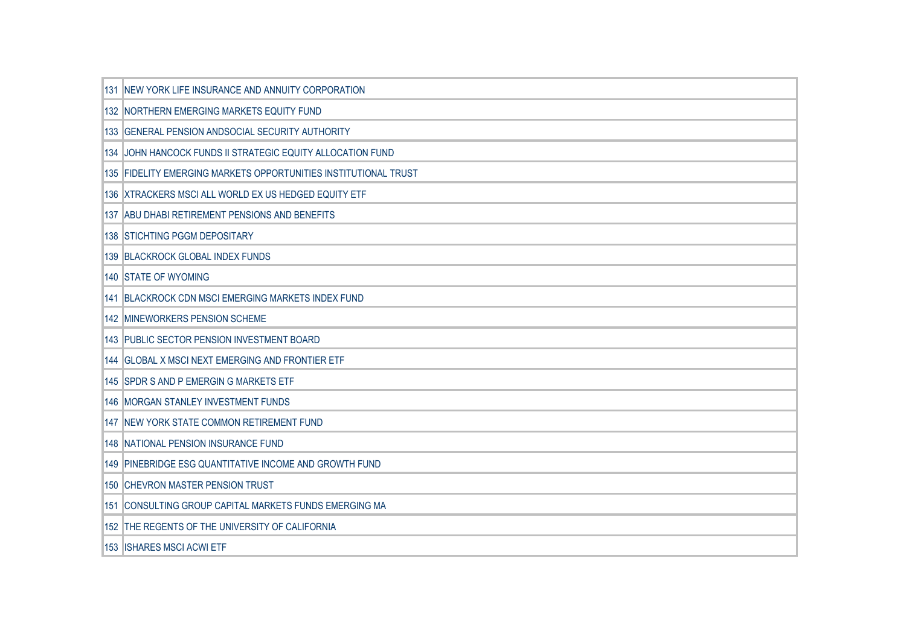| | |
|---|---|
| 131 | NEW YORK LIFE INSURANCE AND ANNUITY CORPORATION |
| 132 | NORTHERN EMERGING MARKETS EQUITY FUND |
| 133 | GENERAL PENSION ANDSOCIAL SECURITY AUTHORITY |
| 134 | JOHN HANCOCK FUNDS II STRATEGIC EQUITY ALLOCATION FUND |
| 135 | FIDELITY EMERGING MARKETS OPPORTUNITIES INSTITUTIONAL TRUST |
| 136 | XTRACKERS MSCI ALL WORLD EX US HEDGED EQUITY ETF |
| 137 | ABU DHABI RETIREMENT PENSIONS AND BENEFITS |
| 138 | STICHTING PGGM DEPOSITARY |
| 139 | BLACKROCK GLOBAL INDEX FUNDS |
| 140 | STATE OF WYOMING |
| 141 | BLACKROCK CDN MSCI EMERGING MARKETS INDEX FUND |
| 142 | MINEWORKERS PENSION SCHEME |
| 143 | PUBLIC SECTOR PENSION INVESTMENT BOARD |
| 144 | GLOBAL X MSCI NEXT EMERGING AND FRONTIER ETF |
| 145 | SPDR S AND P EMERGIN G MARKETS ETF |
| 146 | MORGAN STANLEY INVESTMENT FUNDS |
| 147 | NEW YORK STATE COMMON RETIREMENT FUND |
| 148 | NATIONAL PENSION INSURANCE FUND |
| 149 | PINEBRIDGE ESG QUANTITATIVE INCOME AND GROWTH FUND |
| 150 | CHEVRON MASTER PENSION TRUST |
| 151 | CONSULTING GROUP CAPITAL MARKETS FUNDS EMERGING MA |
| 152 | THE REGENTS OF THE UNIVERSITY OF CALIFORNIA |
| 153 | ISHARES MSCI ACWI ETF |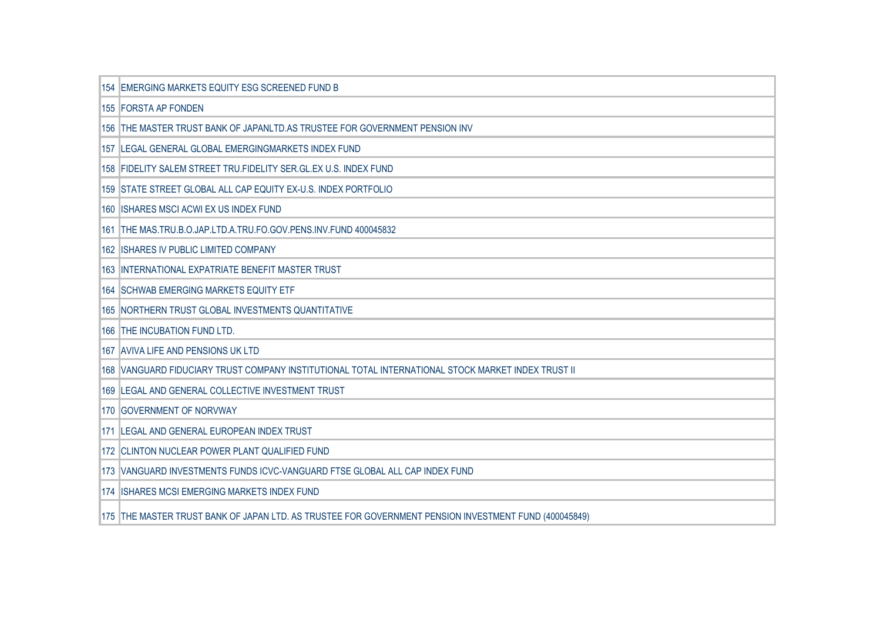| | |
|---|---|
| 154 | EMERGING MARKETS EQUITY ESG SCREENED FUND B |
| 155 | FORSTA AP FONDEN |
| 156 | THE MASTER TRUST BANK OF JAPANLTD.AS TRUSTEE FOR GOVERNMENT PENSION INV |
| 157 | LEGAL GENERAL GLOBAL EMERGINGMARKETS INDEX FUND |
| 158 | FIDELITY SALEM STREET TRU.FIDELITY SER.GL.EX U.S. INDEX FUND |
| 159 | STATE STREET GLOBAL ALL CAP EQUITY EX-U.S. INDEX PORTFOLIO |
| 160 | ISHARES MSCI ACWI EX US INDEX FUND |
| 161 | THE MAS.TRU.B.O.JAP.LTD.A.TRU.FO.GOV.PENS.INV.FUND 400045832 |
| 162 | ISHARES IV PUBLIC LIMITED COMPANY |
| 163 | INTERNATIONAL EXPATRIATE BENEFIT MASTER TRUST |
| 164 | SCHWAB EMERGING MARKETS EQUITY ETF |
| 165 | NORTHERN TRUST GLOBAL INVESTMENTS QUANTITATIVE |
| 166 | THE INCUBATION FUND LTD. |
| 167 | AVIVA LIFE AND PENSIONS UK LTD |
| 168 | VANGUARD FIDUCIARY TRUST COMPANY INSTITUTIONAL TOTAL INTERNATIONAL STOCK MARKET INDEX TRUST II |
| 169 | LEGAL AND GENERAL COLLECTIVE INVESTMENT TRUST |
| 170 | GOVERNMENT OF NORVWAY |
| 171 | LEGAL AND GENERAL EUROPEAN INDEX TRUST |
| 172 | CLINTON NUCLEAR POWER PLANT QUALIFIED FUND |
| 173 | VANGUARD INVESTMENTS FUNDS ICVC-VANGUARD FTSE GLOBAL ALL CAP INDEX FUND |
| 174 | ISHARES MCSI EMERGING MARKETS INDEX FUND |
| 175 | THE MASTER TRUST BANK OF JAPAN LTD. AS TRUSTEE FOR GOVERNMENT PENSION INVESTMENT FUND (400045849) |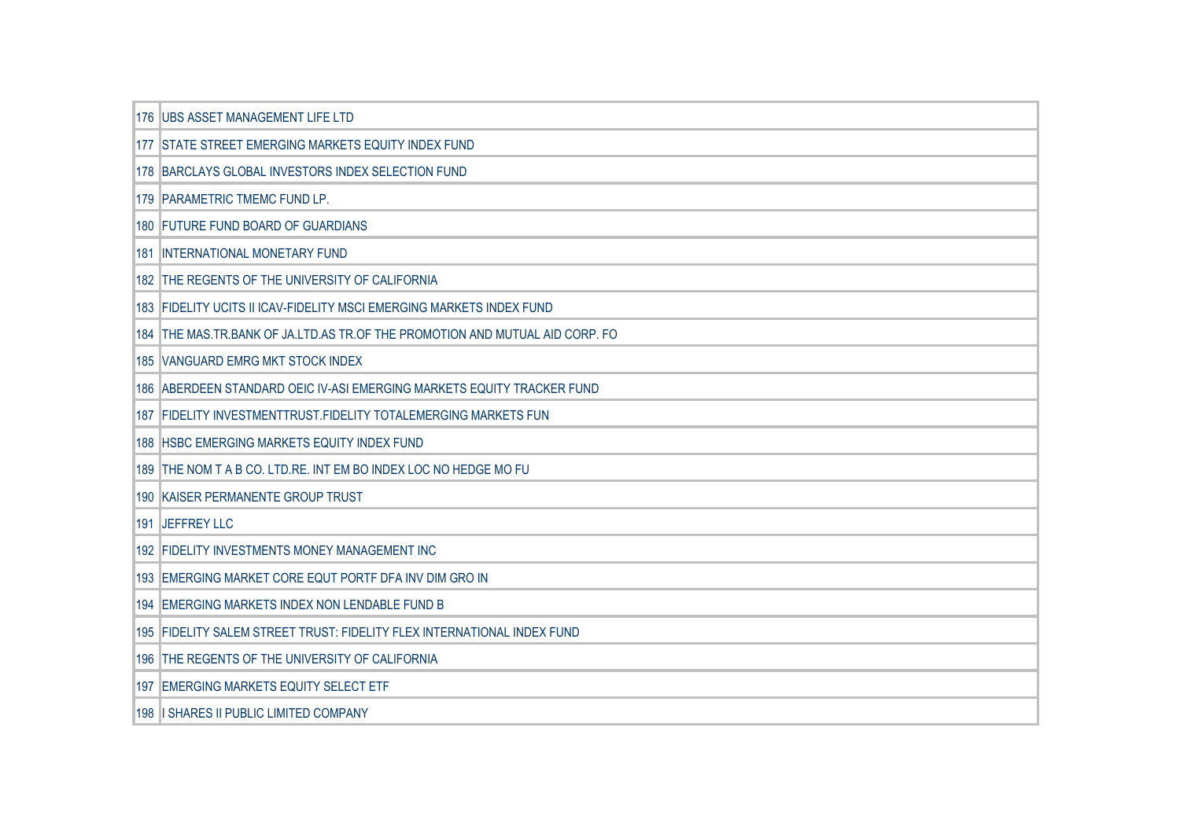| | |
|---|---|
| 176 | UBS ASSET MANAGEMENT LIFE LTD |
| 177 | STATE STREET EMERGING MARKETS EQUITY INDEX FUND |
| 178 | BARCLAYS GLOBAL INVESTORS INDEX SELECTION FUND |
| 179 | PARAMETRIC TMEMC FUND LP. |
| 180 | FUTURE FUND BOARD OF GUARDIANS |
| 181 | INTERNATIONAL MONETARY FUND |
| 182 | THE REGENTS OF THE UNIVERSITY OF CALIFORNIA |
| 183 | FIDELITY UCITS II ICAV-FIDELITY MSCI EMERGING MARKETS INDEX FUND |
| 184 | THE MAS.TR.BANK OF JA.LTD.AS TR.OF THE PROMOTION AND MUTUAL AID CORP. FO |
| 185 | VANGUARD EMRG MKT STOCK INDEX |
| 186 | ABERDEEN STANDARD OEIC IV-ASI EMERGING MARKETS EQUITY TRACKER FUND |
| 187 | FIDELITY INVESTMENTTRUST.FIDELITY TOTALEMERGING MARKETS FUN |
| 188 | HSBC EMERGING MARKETS EQUITY INDEX FUND |
| 189 | THE NOM T A B CO. LTD.RE. INT EM BO INDEX LOC NO HEDGE MO FU |
| 190 | KAISER PERMANENTE GROUP TRUST |
| 191 | JEFFREY LLC |
| 192 | FIDELITY INVESTMENTS MONEY MANAGEMENT INC |
| 193 | EMERGING MARKET CORE EQUT PORTF DFA INV DIM GRO IN |
| 194 | EMERGING MARKETS INDEX NON LENDABLE FUND B |
| 195 | FIDELITY SALEM STREET TRUST: FIDELITY FLEX INTERNATIONAL INDEX FUND |
| 196 | THE REGENTS OF THE UNIVERSITY OF CALIFORNIA |
| 197 | EMERGING MARKETS EQUITY SELECT ETF |
| 198 | I SHARES II PUBLIC LIMITED COMPANY |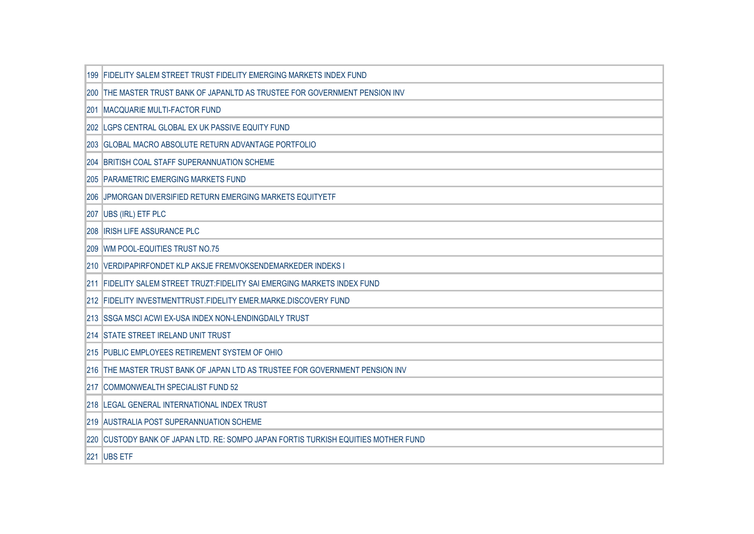| | |
|---|---|
| 199 | FIDELITY SALEM STREET TRUST FIDELITY EMERGING MARKETS INDEX FUND |
| 200 | THE MASTER TRUST BANK OF JAPANLTD AS TRUSTEE FOR GOVERNMENT PENSION INV |
| 201 | MACQUARIE MULTI-FACTOR FUND |
| 202 | LGPS CENTRAL GLOBAL EX UK PASSIVE EQUITY FUND |
| 203 | GLOBAL MACRO ABSOLUTE RETURN ADVANTAGE PORTFOLIO |
| 204 | BRITISH COAL STAFF SUPERANNUATION SCHEME |
| 205 | PARAMETRIC EMERGING MARKETS FUND |
| 206 | JPMORGAN DIVERSIFIED RETURN EMERGING MARKETS EQUITYETF |
| 207 | UBS (IRL) ETF PLC |
| 208 | IRISH LIFE ASSURANCE PLC |
| 209 | WM POOL-EQUITIES TRUST NO.75 |
| 210 | VERDIPAPIRFONDET KLP AKSJE FREMVOKSENDEMARKEDER INDEKS I |
| 211 | FIDELITY SALEM STREET TRUZT:FIDELITY SAI EMERGING MARKETS INDEX FUND |
| 212 | FIDELITY INVESTMENTTRUST.FIDELITY EMER.MARKE.DISCOVERY FUND |
| 213 | SSGA MSCI ACWI EX-USA INDEX NON-LENDINGDAILY TRUST |
| 214 | STATE STREET IRELAND UNIT TRUST |
| 215 | PUBLIC EMPLOYEES RETIREMENT SYSTEM OF OHIO |
| 216 | THE MASTER TRUST BANK OF JAPAN LTD AS TRUSTEE FOR GOVERNMENT PENSION INV |
| 217 | COMMONWEALTH SPECIALIST FUND 52 |
| 218 | LEGAL GENERAL INTERNATIONAL INDEX TRUST |
| 219 | AUSTRALIA POST SUPERANNUATION SCHEME |
| 220 | CUSTODY BANK OF JAPAN LTD. RE: SOMPO JAPAN FORTIS TURKISH EQUITIES MOTHER FUND |
| 221 | UBS ETF |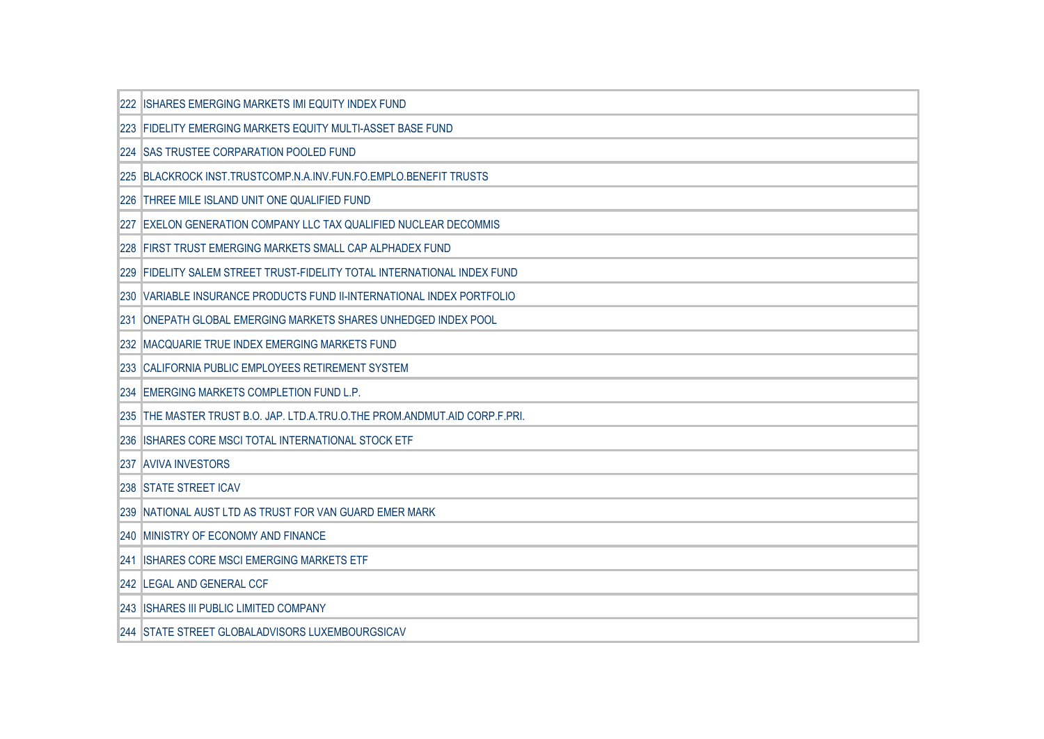| | |
|---|---|
| 222 | ISHARES EMERGING MARKETS IMI EQUITY INDEX FUND |
| 223 | FIDELITY EMERGING MARKETS EQUITY MULTI-ASSET BASE FUND |
| 224 | SAS TRUSTEE CORPARATION POOLED FUND |
| 225 | BLACKROCK INST.TRUSTCOMP.N.A.INV.FUN.FO.EMPLO.BENEFIT TRUSTS |
| 226 | THREE MILE ISLAND UNIT ONE QUALIFIED FUND |
| 227 | EXELON GENERATION COMPANY LLC TAX QUALIFIED NUCLEAR DECOMMIS |
| 228 | FIRST TRUST EMERGING MARKETS SMALL CAP ALPHADEX FUND |
| 229 | FIDELITY SALEM STREET TRUST-FIDELITY TOTAL INTERNATIONAL INDEX FUND |
| 230 | VARIABLE INSURANCE PRODUCTS FUND II-INTERNATIONAL INDEX PORTFOLIO |
| 231 | ONEPATH GLOBAL EMERGING MARKETS SHARES UNHEDGED INDEX POOL |
| 232 | MACQUARIE TRUE INDEX EMERGING MARKETS FUND |
| 233 | CALIFORNIA PUBLIC EMPLOYEES RETIREMENT SYSTEM |
| 234 | EMERGING MARKETS COMPLETION FUND L.P. |
| 235 | THE MASTER TRUST B.O. JAP. LTD.A.TRU.O.THE PROM.ANDMUT.AID CORP.F.PRI. |
| 236 | ISHARES CORE MSCI TOTAL INTERNATIONAL STOCK ETF |
| 237 | AVIVA INVESTORS |
| 238 | STATE STREET ICAV |
| 239 | NATIONAL AUST LTD AS TRUST FOR VAN GUARD EMER MARK |
| 240 | MINISTRY OF ECONOMY AND FINANCE |
| 241 | ISHARES CORE MSCI EMERGING MARKETS ETF |
| 242 | LEGAL AND GENERAL CCF |
| 243 | ISHARES III PUBLIC LIMITED COMPANY |
| 244 | STATE STREET GLOBALADVISORS LUXEMBOURGSICAV |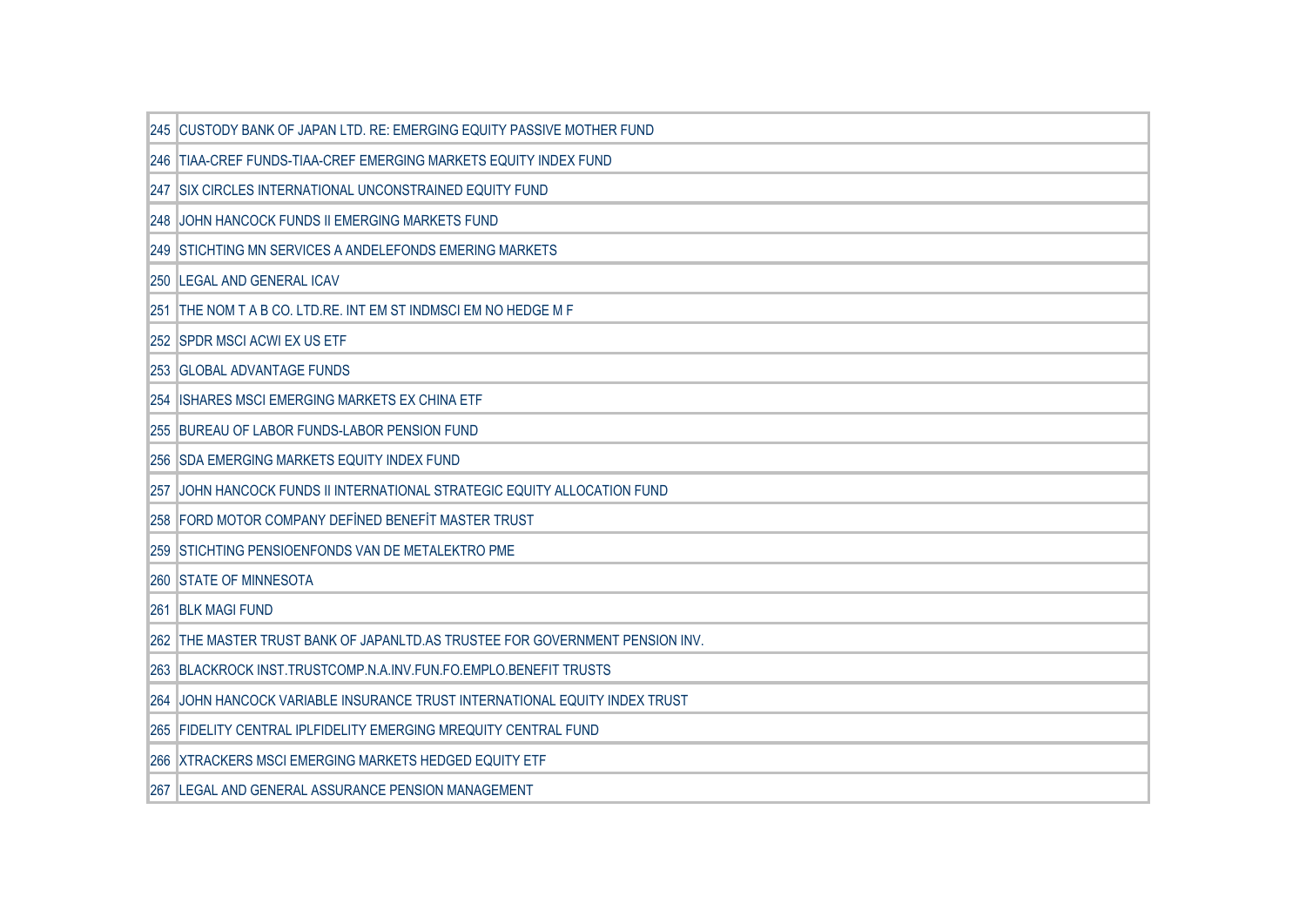| | |
|---|---|
| 245 | CUSTODY BANK OF JAPAN LTD. RE: EMERGING EQUITY PASSIVE MOTHER FUND |
| 246 | TIAA-CREF FUNDS-TIAA-CREF EMERGING MARKETS EQUITY INDEX FUND |
| 247 | SIX CIRCLES INTERNATIONAL UNCONSTRAINED EQUITY FUND |
| 248 | JOHN HANCOCK FUNDS II EMERGING MARKETS FUND |
| 249 | STICHTING MN SERVICES A ANDELEFONDS EMERING MARKETS |
| 250 | LEGAL AND GENERAL ICAV |
| 251 | THE NOM T A B CO. LTD.RE. INT EM ST INDMSCI EM NO HEDGE M F |
| 252 | SPDR MSCI ACWI EX US ETF |
| 253 | GLOBAL ADVANTAGE FUNDS |
| 254 | ISHARES MSCI EMERGING MARKETS EX CHINA ETF |
| 255 | BUREAU OF LABOR FUNDS-LABOR PENSION FUND |
| 256 | SDA EMERGING MARKETS EQUITY INDEX FUND |
| 257 | JOHN HANCOCK FUNDS II INTERNATIONAL STRATEGIC EQUITY ALLOCATION FUND |
| 258 | FORD MOTOR COMPANY DEFİNED BENEFİT MASTER TRUST |
| 259 | STICHTING PENSIOENFONDS VAN DE METALEKTRO PME |
| 260 | STATE OF MINNESOTA |
| 261 | BLK MAGI FUND |
| 262 | THE MASTER TRUST BANK OF JAPANLTD.AS TRUSTEE FOR GOVERNMENT PENSION INV. |
| 263 | BLACKROCK INST.TRUSTCOMP.N.A.INV.FUN.FO.EMPLO.BENEFIT TRUSTS |
| 264 | JOHN HANCOCK VARIABLE INSURANCE TRUST INTERNATIONAL EQUITY INDEX TRUST |
| 265 | FIDELITY CENTRAL IPLFIDELITY EMERGING MREQUITY CENTRAL FUND |
| 266 | XTRACKERS MSCI EMERGING MARKETS HEDGED EQUITY ETF |
| 267 | LEGAL AND GENERAL ASSURANCE PENSION MANAGEMENT |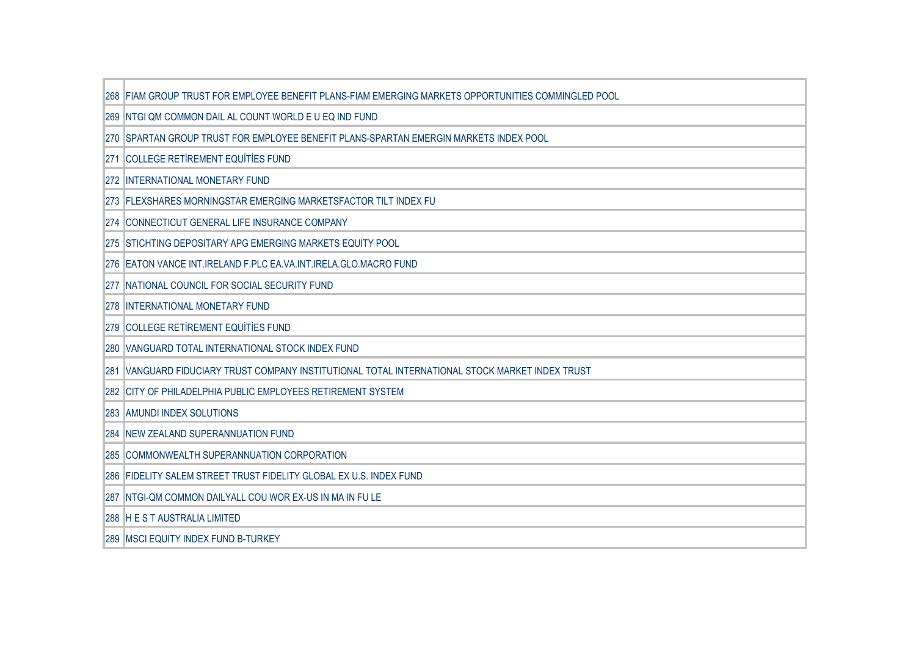| | |
|---|---|
| 268 | FIAM GROUP TRUST FOR EMPLOYEE BENEFIT PLANS-FIAM EMERGING MARKETS OPPORTUNITIES COMMINGLED POOL |
| 269 | NTGI QM COMMON DAIL AL COUNT WORLD E U EQ IND FUND |
| 270 | SPARTAN GROUP TRUST FOR EMPLOYEE BENEFIT PLANS-SPARTAN EMERGIN MARKETS INDEX POOL |
| 271 | COLLEGE RETİREMENT EQUİTİES FUND |
| 272 | INTERNATIONAL MONETARY FUND |
| 273 | FLEXSHARES MORNINGSTAR EMERGING MARKETSFACTOR TILT INDEX FU |
| 274 | CONNECTICUT GENERAL LIFE INSURANCE COMPANY |
| 275 | STICHTING DEPOSITARY APG EMERGING MARKETS EQUITY POOL |
| 276 | EATON VANCE INT.IRELAND F.PLC EA.VA.INT.IRELA.GLO.MACRO FUND |
| 277 | NATIONAL COUNCIL FOR SOCIAL SECURITY FUND |
| 278 | INTERNATIONAL MONETARY FUND |
| 279 | COLLEGE RETİREMENT EQUİTİES FUND |
| 280 | VANGUARD TOTAL INTERNATIONAL STOCK INDEX FUND |
| 281 | VANGUARD FIDUCIARY TRUST COMPANY INSTITUTIONAL TOTAL INTERNATIONAL STOCK MARKET INDEX TRUST |
| 282 | CITY OF PHILADELPHIA PUBLIC EMPLOYEES RETIREMENT SYSTEM |
| 283 | AMUNDI INDEX SOLUTIONS |
| 284 | NEW ZEALAND SUPERANNUATION FUND |
| 285 | COMMONWEALTH SUPERANNUATION CORPORATION |
| 286 | FIDELITY SALEM STREET TRUST FIDELITY GLOBAL EX U.S. INDEX FUND |
| 287 | NTGI-QM COMMON DAILYALL COU WOR EX-US IN MA IN FU LE |
| 288 | H E S T AUSTRALIA LIMITED |
| 289 | MSCI EQUITY INDEX FUND B-TURKEY |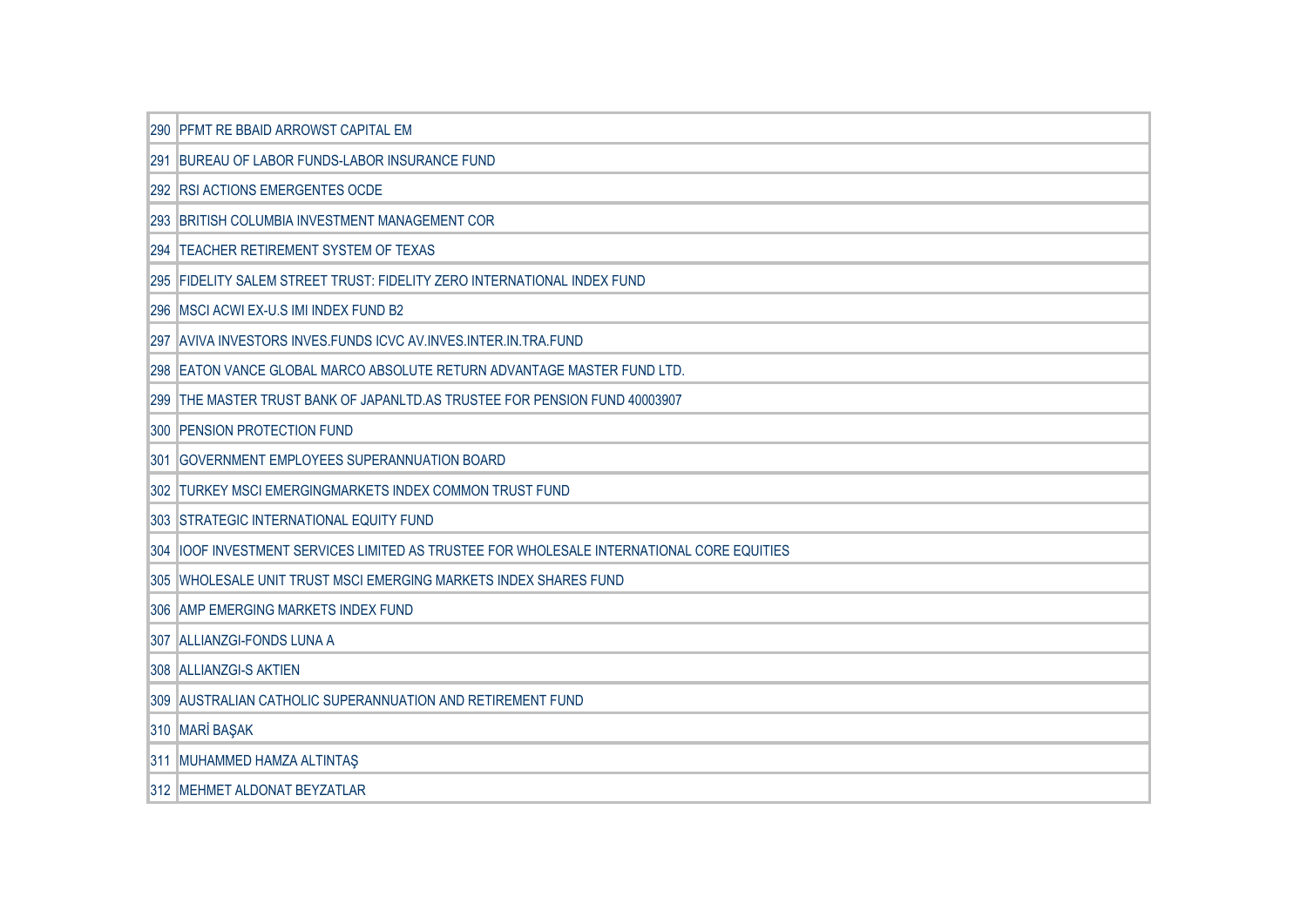| | |
|---|---|
| 290 | PFMT RE BBAID ARROWST CAPITAL EM |
| 291 | BUREAU OF LABOR FUNDS-LABOR INSURANCE FUND |
| 292 | RSI ACTIONS EMERGENTES OCDE |
| 293 | BRITISH COLUMBIA INVESTMENT MANAGEMENT COR |
| 294 | TEACHER RETIREMENT SYSTEM OF TEXAS |
| 295 | FIDELITY SALEM STREET TRUST: FIDELITY ZERO INTERNATIONAL INDEX FUND |
| 296 | MSCI ACWI EX-U.S IMI INDEX FUND B2 |
| 297 | AVIVA INVESTORS INVES.FUNDS ICVC AV.INVES.INTER.IN.TRA.FUND |
| 298 | EATON VANCE GLOBAL MARCO ABSOLUTE RETURN ADVANTAGE MASTER FUND LTD. |
| 299 | THE MASTER TRUST BANK OF JAPANLTD.AS TRUSTEE FOR PENSION FUND 40003907 |
| 300 | PENSION PROTECTION FUND |
| 301 | GOVERNMENT EMPLOYEES SUPERANNUATION BOARD |
| 302 | TURKEY MSCI EMERGINGMARKETS INDEX COMMON TRUST FUND |
| 303 | STRATEGIC INTERNATIONAL EQUITY FUND |
| 304 | IOOF INVESTMENT SERVICES LIMITED AS TRUSTEE FOR WHOLESALE INTERNATIONAL CORE EQUITIES |
| 305 | WHOLESALE UNIT TRUST MSCI EMERGING MARKETS INDEX SHARES FUND |
| 306 | AMP EMERGING MARKETS INDEX FUND |
| 307 | ALLIANZGI-FONDS LUNA A |
| 308 | ALLIANZGI-S AKTIEN |
| 309 | AUSTRALIAN CATHOLIC SUPERANNUATION AND RETIREMENT FUND |
| 310 | MARİ BAŞAK |
| 311 | MUHAMMED HAMZA ALTINTAŞ |
| 312 | MEHMET ALDONAT BEYZATLAR |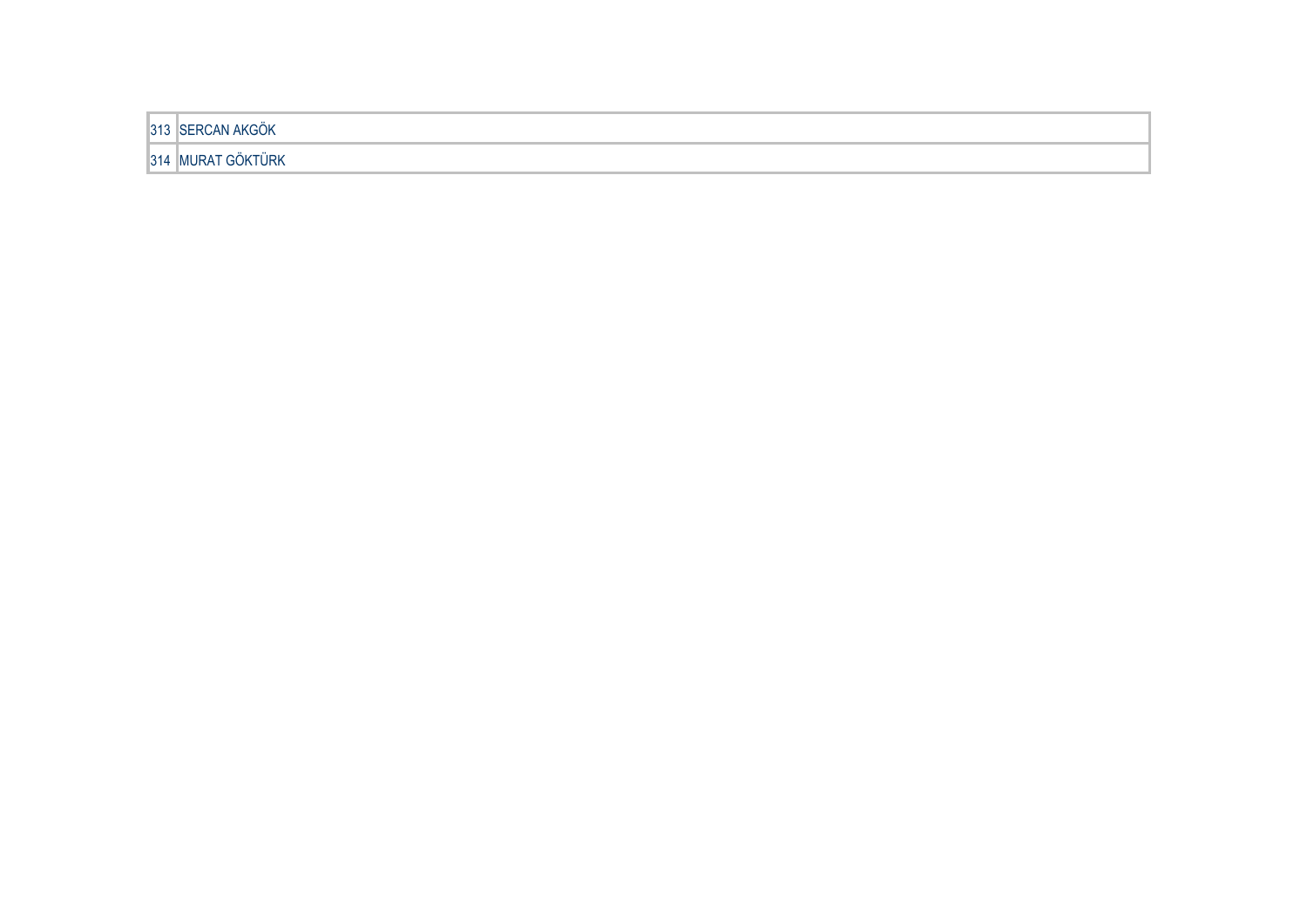| | |
|---|---|
| 313 | SERCAN AKGÖK |
| 314 | MURAT GÖKTÜRK |